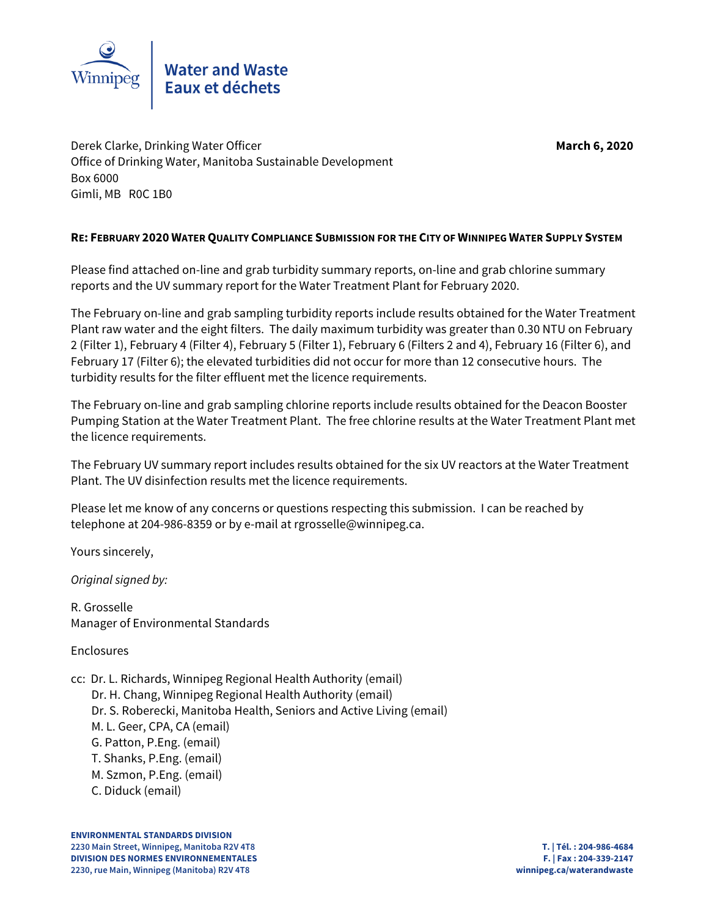Water and Waste
Eaux et déchets

Derek Clarke, Drinking Water Officer
Office of Drinking Water, Manitoba Sustainable Development
Box 6000
Gimli, MB R0C 1B0

**March 6, 2020**

**RE: FEBRUARY 2020 WATER QUALITY COMPLIANCE SUBMISSION FOR THE CITY OF WINNIPEG WATER SUPPLY SYSTEM**

Please find attached on-line and grab turbidity summary reports, on-line and grab chlorine summary reports and the UV summary report for the Water Treatment Plant for February 2020.

The February on-line and grab sampling turbidity reports include results obtained for the Water Treatment Plant raw water and the eight filters. The daily maximum turbidity was greater than 0.30 NTU on February 2 (Filter 1), February 4 (Filter 4), February 5 (Filter 1), February 6 (Filters 2 and 4), February 16 (Filter 6), and February 17 (Filter 6); the elevated turbidities did not occur for more than 12 consecutive hours. The turbidity results for the filter effluent met the licence requirements.

The February on-line and grab sampling chlorine reports include results obtained for the Deacon Booster Pumping Station at the Water Treatment Plant. The free chlorine results at the Water Treatment Plant met the licence requirements.

The February UV summary report includes results obtained for the six UV reactors at the Water Treatment Plant. The UV disinfection results met the licence requirements.

Please let me know of any concerns or questions respecting this submission. I can be reached by telephone at 204-986-8359 or by e-mail at rgrosselle@winnipeg.ca.

Yours sincerely,

*Original signed by:*

R. Grosselle
Manager of Environmental Standards

Enclosures

cc: Dr. L. Richards, Winnipeg Regional Health Authority (email)
Dr. H. Chang, Winnipeg Regional Health Authority (email)
Dr. S. Roberecki, Manitoba Health, Seniors and Active Living (email)
M. L. Geer, CPA, CA (email)
G. Patton, P.Eng. (email)
T. Shanks, P.Eng. (email)
M. Szmon, P.Eng. (email)
C. Diduck (email)

**ENVIRONMENTAL STANDARDS DIVISION**
**2230 Main Street, Winnipeg, Manitoba R2V 4T8**
**DIVISION DES NORMES ENVIRONNEMENTALES**
**2230, rue Main, Winnipeg (Manitoba) R2V 4T8**

**T. | Tél. : 204-986-4684**
**F. | Fax : 204-339-2147**
**winnipeg.ca/waterandwaste**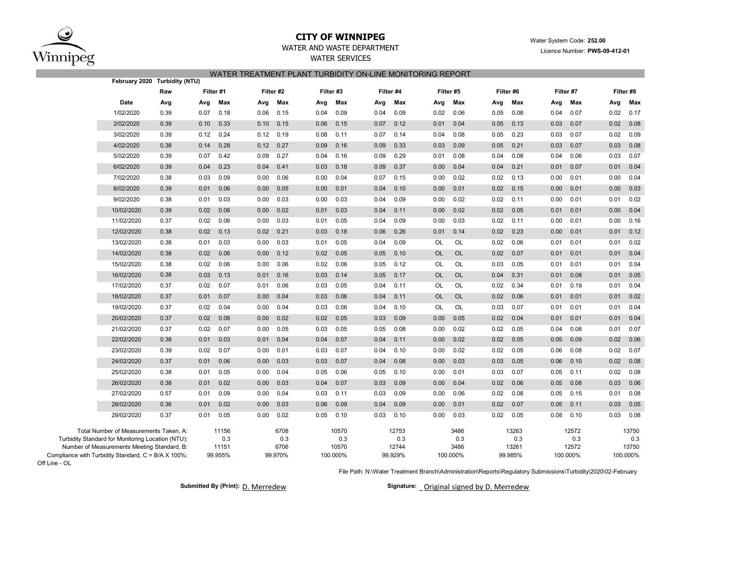# CITY OF WINNIPEG

WATER AND WASTE DEPARTMENT

WATER SERVICES

Water System Code: **252.00**

Licence Number: **PWS-09-412-01**

## WATER TREATMENT PLANT TURBIDITY ON-LINE MONITORING REPORT

**February 2020 Turbidity (NTU)**

| Date | Raw | Filter #1 | | Filter #2 | | Filter #3 | | Filter #4 | | Filter #5 | | Filter #6 | | Filter #7 | | Filter #8 | |
|---|---|---|---|---|---|---|---|---|---|---|---|---|---|---|---|---|---|
| | Avg | Avg | Max | Avg | Max | Avg | Max | Avg | Max | Avg | Max | Avg | Max | Avg | Max | Avg | Max |
| 1/02/2020 | 0.39 | 0.07 | 0.18 | 0.06 | 0.15 | 0.04 | 0.09 | 0.04 | 0.09 | 0.02 | 0.06 | 0.05 | 0.08 | 0.04 | 0.07 | 0.02 | 0.17 |
| 2/02/2020 | 0.39 | 0.10 | 0.33 | 0.10 | 0.15 | 0.06 | 0.15 | 0.07 | 0.12 | 0.01 | 0.04 | 0.05 | 0.13 | 0.03 | 0.07 | 0.02 | 0.08 |
| 3/02/2020 | 0.39 | 0.12 | 0.24 | 0.12 | 0.19 | 0.08 | 0.11 | 0.07 | 0.14 | 0.04 | 0.08 | 0.05 | 0.23 | 0.03 | 0.07 | 0.02 | 0.09 |
| 4/02/2020 | 0.38 | 0.14 | 0.28 | 0.12 | 0.27 | 0.09 | 0.16 | 0.09 | 0.33 | 0.03 | 0.09 | 0.05 | 0.21 | 0.03 | 0.07 | 0.03 | 0.08 |
| 5/02/2020 | 0.39 | 0.07 | 0.42 | 0.09 | 0.27 | 0.04 | 0.16 | 0.09 | 0.29 | 0.01 | 0.08 | 0.04 | 0.08 | 0.04 | 0.06 | 0.03 | 0.07 |
| 6/02/2020 | 0.39 | 0.04 | 0.23 | 0.04 | 0.41 | 0.03 | 0.18 | 0.09 | 0.37 | 0.00 | 0.04 | 0.04 | 0.21 | 0.01 | 0.07 | 0.01 | 0.04 |
| 7/02/2020 | 0.38 | 0.03 | 0.09 | 0.00 | 0.06 | 0.00 | 0.04 | 0.07 | 0.15 | 0.00 | 0.02 | 0.02 | 0.13 | 0.00 | 0.01 | 0.00 | 0.04 |
| 8/02/2020 | 0.39 | 0.01 | 0.06 | 0.00 | 0.05 | 0.00 | 0.01 | 0.04 | 0.10 | 0.00 | 0.01 | 0.02 | 0.15 | 0.00 | 0.01 | 0.00 | 0.03 |
| 9/02/2020 | 0.38 | 0.01 | 0.03 | 0.00 | 0.03 | 0.00 | 0.03 | 0.04 | 0.09 | 0.00 | 0.02 | 0.02 | 0.11 | 0.00 | 0.01 | 0.01 | 0.02 |
| 10/02/2020 | 0.39 | 0.02 | 0.06 | 0.00 | 0.02 | 0.01 | 0.03 | 0.04 | 0.11 | 0.00 | 0.02 | 0.02 | 0.05 | 0.01 | 0.01 | 0.00 | 0.04 |
| 11/02/2020 | 0.37 | 0.02 | 0.06 | 0.00 | 0.03 | 0.01 | 0.05 | 0.04 | 0.09 | 0.00 | 0.03 | 0.02 | 0.11 | 0.00 | 0.01 | 0.00 | 0.16 |
| 12/02/2020 | 0.38 | 0.02 | 0.13 | 0.02 | 0.21 | 0.03 | 0.18 | 0.06 | 0.26 | 0.01 | 0.14 | 0.02 | 0.23 | 0.00 | 0.01 | 0.01 | 0.12 |
| 13/02/2020 | 0.38 | 0.01 | 0.03 | 0.00 | 0.03 | 0.01 | 0.05 | 0.04 | 0.09 | OL | OL | 0.02 | 0.06 | 0.01 | 0.01 | 0.01 | 0.02 |
| 14/02/2020 | 0.38 | 0.02 | 0.06 | 0.00 | 0.12 | 0.02 | 0.05 | 0.05 | 0.10 | OL | OL | 0.02 | 0.07 | 0.01 | 0.01 | 0.01 | 0.04 |
| 15/02/2020 | 0.38 | 0.02 | 0.06 | 0.00 | 0.06 | 0.02 | 0.06 | 0.05 | 0.12 | OL | OL | 0.03 | 0.05 | 0.01 | 0.01 | 0.01 | 0.04 |
| 16/02/2020 | 0.38 | 0.03 | 0.13 | 0.01 | 0.16 | 0.03 | 0.14 | 0.05 | 0.17 | OL | OL | 0.04 | 0.31 | 0.01 | 0.08 | 0.01 | 0.05 |
| 17/02/2020 | 0.37 | 0.02 | 0.07 | 0.01 | 0.06 | 0.03 | 0.05 | 0.04 | 0.11 | OL | OL | 0.02 | 0.34 | 0.01 | 0.19 | 0.01 | 0.04 |
| 18/02/2020 | 0.37 | 0.01 | 0.07 | 0.00 | 0.04 | 0.03 | 0.06 | 0.04 | 0.11 | OL | OL | 0.02 | 0.06 | 0.01 | 0.01 | 0.01 | 0.02 |
| 19/02/2020 | 0.37 | 0.02 | 0.04 | 0.00 | 0.04 | 0.03 | 0.06 | 0.04 | 0.10 | OL | OL | 0.03 | 0.07 | 0.01 | 0.01 | 0.01 | 0.04 |
| 20/02/2020 | 0.37 | 0.02 | 0.06 | 0.00 | 0.02 | 0.02 | 0.05 | 0.03 | 0.09 | 0.00 | 0.05 | 0.02 | 0.04 | 0.01 | 0.01 | 0.01 | 0.04 |
| 21/02/2020 | 0.37 | 0.02 | 0.07 | 0.00 | 0.05 | 0.03 | 0.05 | 0.05 | 0.08 | 0.00 | 0.02 | 0.02 | 0.05 | 0.04 | 0.08 | 0.01 | 0.07 |
| 22/02/2020 | 0.38 | 0.01 | 0.03 | 0.01 | 0.04 | 0.04 | 0.07 | 0.04 | 0.11 | 0.00 | 0.02 | 0.02 | 0.05 | 0.05 | 0.09 | 0.02 | 0.06 |
| 23/02/2020 | 0.39 | 0.02 | 0.07 | 0.00 | 0.01 | 0.03 | 0.07 | 0.04 | 0.10 | 0.00 | 0.02 | 0.02 | 0.05 | 0.06 | 0.08 | 0.02 | 0.07 |
| 24/02/2020 | 0.37 | 0.01 | 0.06 | 0.00 | 0.03 | 0.03 | 0.07 | 0.04 | 0.08 | 0.00 | 0.03 | 0.03 | 0.05 | 0.06 | 0.10 | 0.02 | 0.08 |
| 25/02/2020 | 0.38 | 0.01 | 0.05 | 0.00 | 0.04 | 0.05 | 0.06 | 0.05 | 0.10 | 0.00 | 0.01 | 0.03 | 0.07 | 0.05 | 0.11 | 0.02 | 0.08 |
| 26/02/2020 | 0.38 | 0.01 | 0.02 | 0.00 | 0.03 | 0.04 | 0.07 | 0.03 | 0.09 | 0.00 | 0.04 | 0.02 | 0.06 | 0.05 | 0.08 | 0.03 | 0.06 |
| 27/02/2020 | 0.57 | 0.01 | 0.09 | 0.00 | 0.04 | 0.03 | 0.11 | 0.03 | 0.09 | 0.00 | 0.06 | 0.02 | 0.08 | 0.05 | 0.15 | 0.01 | 0.08 |
| 28/02/2020 | 0.36 | 0.01 | 0.02 | 0.00 | 0.03 | 0.06 | 0.09 | 0.04 | 0.09 | 0.00 | 0.01 | 0.02 | 0.07 | 0.05 | 0.11 | 0.03 | 0.05 |
| 29/02/2020 | 0.37 | 0.01 | 0.05 | 0.00 | 0.02 | 0.05 | 0.10 | 0.03 | 0.10 | 0.00 | 0.03 | 0.02 | 0.05 | 0.08 | 0.10 | 0.03 | 0.08 |

| | Filter #1 | Filter #2 | Filter #3 | Filter #4 | Filter #5 | Filter #6 | Filter #7 | Filter #8 |
|---|---|---|---|---|---|---|---|---|
| Total Number of Measurements Taken, A: | 11156 | 6708 | 10570 | 12753 | 3486 | 13263 | 12572 | 13750 |
| Turbidity Standard for Monitoring Location (NTU): | 0.3 | 0.3 | 0.3 | 0.3 | 0.3 | 0.3 | 0.3 | 0.3 |
| Number of Measurements Meeting Standard, B: | 11151 | 6706 | 10570 | 12744 | 3486 | 13261 | 12572 | 13750 |
| Compliance with Turbidity Standard, C = B/A X 100%: | 99.955% | 99.970% | 100.000% | 99.929% | 100.000% | 99.985% | 100.000% | 100.000% |

Off Line - OL

File Path: N:\Water Treatment Branch\Administration\Reports\Regulatory Submissions\Turbidity\2020\02-February

**Submitted By (Print):** D. Merredew

**Signature:** Original signed by D. Merredew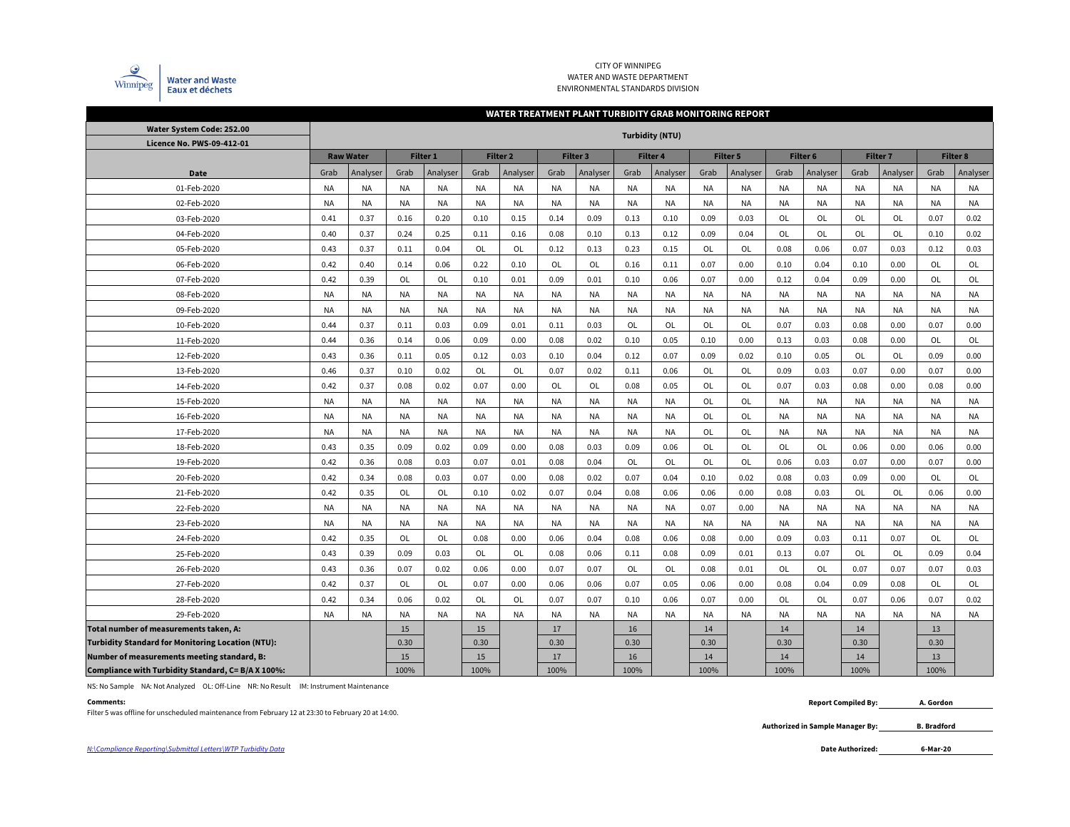CITY OF WINNIPEG
WATER AND WASTE DEPARTMENT
ENVIRONMENTAL STANDARDS DIVISION

Water and Waste
Eaux et déchets

## WATER TREATMENT PLANT TURBIDITY GRAB MONITORING REPORT

| Water System Code: 252.00<br>Licence No. PWS-09-412-01 | Turbidity (NTU) | | | | | | | | | | | | | | | | | |
|---|---|---|---|---|---|---|---|---|---|---|---|---|---|---|---|---|---|---|
| | Raw Water | | Filter 1 | | Filter 2 | | Filter 3 | | Filter 4 | | Filter 5 | | Filter 6 | | Filter 7 | | Filter 8 | |
| **Date** | Grab | Analyser | Grab | Analyser | Grab | Analyser | Grab | Analyser | Grab | Analyser | Grab | Analyser | Grab | Analyser | Grab | Analyser | Grab | Analyser |
| 01-Feb-2020 | NA | NA | NA | NA | NA | NA | NA | NA | NA | NA | NA | NA | NA | NA | NA | NA | NA | NA |
| 02-Feb-2020 | NA | NA | NA | NA | NA | NA | NA | NA | NA | NA | NA | NA | NA | NA | NA | NA | NA | NA |
| 03-Feb-2020 | 0.41 | 0.37 | 0.16 | 0.20 | 0.10 | 0.15 | 0.14 | 0.09 | 0.13 | 0.10 | 0.09 | 0.03 | OL | OL | OL | OL | 0.07 | 0.02 |
| 04-Feb-2020 | 0.40 | 0.37 | 0.24 | 0.25 | 0.11 | 0.16 | 0.08 | 0.10 | 0.13 | 0.12 | 0.09 | 0.04 | OL | OL | OL | OL | 0.10 | 0.02 |
| 05-Feb-2020 | 0.43 | 0.37 | 0.11 | 0.04 | OL | OL | 0.12 | 0.13 | 0.23 | 0.15 | OL | OL | 0.08 | 0.06 | 0.07 | 0.03 | 0.12 | 0.03 |
| 06-Feb-2020 | 0.42 | 0.40 | 0.14 | 0.06 | 0.22 | 0.10 | OL | OL | 0.16 | 0.11 | 0.07 | 0.00 | 0.10 | 0.04 | 0.10 | 0.00 | OL | OL |
| 07-Feb-2020 | 0.42 | 0.39 | OL | OL | 0.10 | 0.01 | 0.09 | 0.01 | 0.10 | 0.06 | 0.07 | 0.00 | 0.12 | 0.04 | 0.09 | 0.00 | OL | OL |
| 08-Feb-2020 | NA | NA | NA | NA | NA | NA | NA | NA | NA | NA | NA | NA | NA | NA | NA | NA | NA | NA |
| 09-Feb-2020 | NA | NA | NA | NA | NA | NA | NA | NA | NA | NA | NA | NA | NA | NA | NA | NA | NA | NA |
| 10-Feb-2020 | 0.44 | 0.37 | 0.11 | 0.03 | 0.09 | 0.01 | 0.11 | 0.03 | OL | OL | OL | OL | 0.07 | 0.03 | 0.08 | 0.00 | 0.07 | 0.00 |
| 11-Feb-2020 | 0.44 | 0.36 | 0.14 | 0.06 | 0.09 | 0.00 | 0.08 | 0.02 | 0.10 | 0.05 | 0.10 | 0.00 | 0.13 | 0.03 | 0.08 | 0.00 | OL | OL |
| 12-Feb-2020 | 0.43 | 0.36 | 0.11 | 0.05 | 0.12 | 0.03 | 0.10 | 0.04 | 0.12 | 0.07 | 0.09 | 0.02 | 0.10 | 0.05 | OL | OL | 0.09 | 0.00 |
| 13-Feb-2020 | 0.46 | 0.37 | 0.10 | 0.02 | OL | OL | 0.07 | 0.02 | 0.11 | 0.06 | OL | OL | 0.09 | 0.03 | 0.07 | 0.00 | 0.07 | 0.00 |
| 14-Feb-2020 | 0.42 | 0.37 | 0.08 | 0.02 | 0.07 | 0.00 | OL | OL | 0.08 | 0.05 | OL | OL | 0.07 | 0.03 | 0.08 | 0.00 | 0.08 | 0.00 |
| 15-Feb-2020 | NA | NA | NA | NA | NA | NA | NA | NA | NA | NA | OL | OL | NA | NA | NA | NA | NA | NA |
| 16-Feb-2020 | NA | NA | NA | NA | NA | NA | NA | NA | NA | NA | OL | OL | NA | NA | NA | NA | NA | NA |
| 17-Feb-2020 | NA | NA | NA | NA | NA | NA | NA | NA | NA | NA | OL | OL | NA | NA | NA | NA | NA | NA |
| 18-Feb-2020 | 0.43 | 0.35 | 0.09 | 0.02 | 0.09 | 0.00 | 0.08 | 0.03 | 0.09 | 0.06 | OL | OL | OL | OL | 0.06 | 0.00 | 0.06 | 0.00 |
| 19-Feb-2020 | 0.42 | 0.36 | 0.08 | 0.03 | 0.07 | 0.01 | 0.08 | 0.04 | OL | OL | OL | OL | 0.06 | 0.03 | 0.07 | 0.00 | 0.07 | 0.00 |
| 20-Feb-2020 | 0.42 | 0.34 | 0.08 | 0.03 | 0.07 | 0.00 | 0.08 | 0.02 | 0.07 | 0.04 | 0.10 | 0.02 | 0.08 | 0.03 | 0.09 | 0.00 | OL | OL |
| 21-Feb-2020 | 0.42 | 0.35 | OL | OL | 0.10 | 0.02 | 0.07 | 0.04 | 0.08 | 0.06 | 0.06 | 0.00 | 0.08 | 0.03 | OL | OL | 0.06 | 0.00 |
| 22-Feb-2020 | NA | NA | NA | NA | NA | NA | NA | NA | NA | NA | 0.07 | 0.00 | NA | NA | NA | NA | NA | NA |
| 23-Feb-2020 | NA | NA | NA | NA | NA | NA | NA | NA | NA | NA | NA | NA | NA | NA | NA | NA | NA | NA |
| 24-Feb-2020 | 0.42 | 0.35 | OL | OL | 0.08 | 0.00 | 0.06 | 0.04 | 0.08 | 0.06 | 0.08 | 0.00 | 0.09 | 0.03 | 0.11 | 0.07 | OL | OL |
| 25-Feb-2020 | 0.43 | 0.39 | 0.09 | 0.03 | OL | OL | 0.08 | 0.06 | 0.11 | 0.08 | 0.09 | 0.01 | 0.13 | 0.07 | OL | OL | 0.09 | 0.04 |
| 26-Feb-2020 | 0.43 | 0.36 | 0.07 | 0.02 | 0.06 | 0.00 | 0.07 | 0.07 | OL | OL | 0.08 | 0.01 | OL | OL | 0.07 | 0.07 | 0.07 | 0.03 |
| 27-Feb-2020 | 0.42 | 0.37 | OL | OL | 0.07 | 0.00 | 0.06 | 0.06 | 0.07 | 0.05 | 0.06 | 0.00 | 0.08 | 0.04 | 0.09 | 0.08 | OL | OL |
| 28-Feb-2020 | 0.42 | 0.34 | 0.06 | 0.02 | OL | OL | 0.07 | 0.07 | 0.10 | 0.06 | 0.07 | 0.00 | OL | OL | 0.07 | 0.06 | 0.07 | 0.02 |
| 29-Feb-2020 | NA | NA | NA | NA | NA | NA | NA | NA | NA | NA | NA | NA | NA | NA | NA | NA | NA | NA |
| **Total number of measurements taken, A:** | | | 15 | | 15 | | 17 | | 16 | | 14 | | 14 | | 14 | | 13 | |
| **Turbidity Standard for Monitoring Location (NTU):** | | | 0.30 | | 0.30 | | 0.30 | | 0.30 | | 0.30 | | 0.30 | | 0.30 | | 0.30 | |
| **Number of measurements meeting standard, B:** | | | 15 | | 15 | | 17 | | 16 | | 14 | | 14 | | 14 | | 13 | |
| **Compliance with Turbidity Standard, C= B/A X 100%:** | | | 100% | | 100% | | 100% | | 100% | | 100% | | 100% | | 100% | | 100% | |

NS: No Sample  NA: Not Analyzed  OL: Off-Line  NR: No Result  IM: Instrument Maintenance

**Comments:**

Filter 5 was offline for unscheduled maintenance from February 12 at 23:30 to February 20 at 14:00.

**Report Compiled By:** A. Gordon

**Authorized in Sample Manager By:** B. Bradford

**Date Authorized:** 6-Mar-20

*N:\Compliance Reporting\Submittal Letters\WTP Turbidity Data*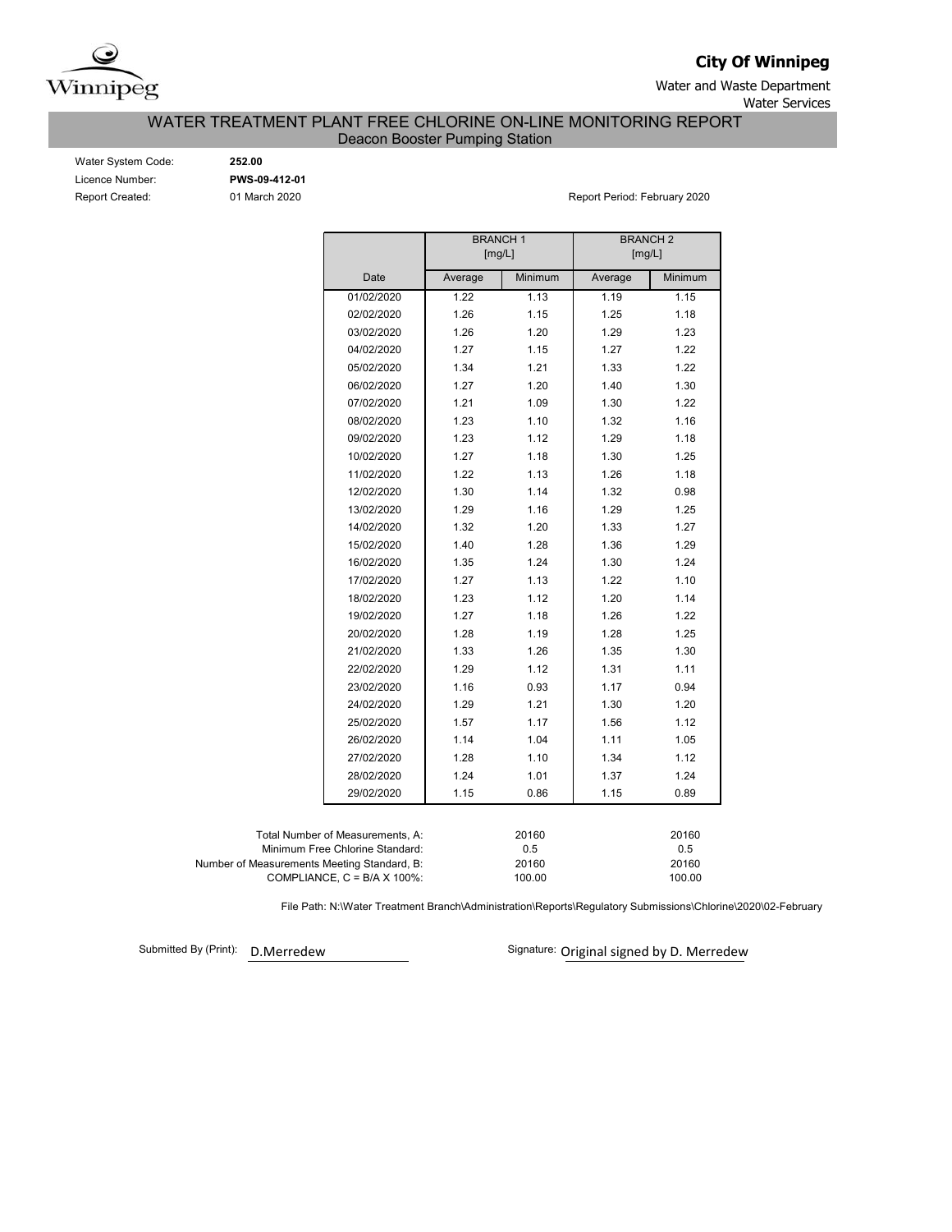**City Of Winnipeg**

Water and Waste Department
Water Services

# WATER TREATMENT PLANT FREE CHLORINE ON-LINE MONITORING REPORT

## Deacon Booster Pumping Station

Water System Code: **252.00**
Licence Number: **PWS-09-412-01**
Report Created: 01 March 2020

Report Period: February 2020

| | BRANCH 1 [mg/L] | | BRANCH 2 [mg/L] | |
|---|---|---|---|---|
| Date | Average | Minimum | Average | Minimum |
| 01/02/2020 | 1.22 | 1.13 | 1.19 | 1.15 |
| 02/02/2020 | 1.26 | 1.15 | 1.25 | 1.18 |
| 03/02/2020 | 1.26 | 1.20 | 1.29 | 1.23 |
| 04/02/2020 | 1.27 | 1.15 | 1.27 | 1.22 |
| 05/02/2020 | 1.34 | 1.21 | 1.33 | 1.22 |
| 06/02/2020 | 1.27 | 1.20 | 1.40 | 1.30 |
| 07/02/2020 | 1.21 | 1.09 | 1.30 | 1.22 |
| 08/02/2020 | 1.23 | 1.10 | 1.32 | 1.16 |
| 09/02/2020 | 1.23 | 1.12 | 1.29 | 1.18 |
| 10/02/2020 | 1.27 | 1.18 | 1.30 | 1.25 |
| 11/02/2020 | 1.22 | 1.13 | 1.26 | 1.18 |
| 12/02/2020 | 1.30 | 1.14 | 1.32 | 0.98 |
| 13/02/2020 | 1.29 | 1.16 | 1.29 | 1.25 |
| 14/02/2020 | 1.32 | 1.20 | 1.33 | 1.27 |
| 15/02/2020 | 1.40 | 1.28 | 1.36 | 1.29 |
| 16/02/2020 | 1.35 | 1.24 | 1.30 | 1.24 |
| 17/02/2020 | 1.27 | 1.13 | 1.22 | 1.10 |
| 18/02/2020 | 1.23 | 1.12 | 1.20 | 1.14 |
| 19/02/2020 | 1.27 | 1.18 | 1.26 | 1.22 |
| 20/02/2020 | 1.28 | 1.19 | 1.28 | 1.25 |
| 21/02/2020 | 1.33 | 1.26 | 1.35 | 1.30 |
| 22/02/2020 | 1.29 | 1.12 | 1.31 | 1.11 |
| 23/02/2020 | 1.16 | 0.93 | 1.17 | 0.94 |
| 24/02/2020 | 1.29 | 1.21 | 1.30 | 1.20 |
| 25/02/2020 | 1.57 | 1.17 | 1.56 | 1.12 |
| 26/02/2020 | 1.14 | 1.04 | 1.11 | 1.05 |
| 27/02/2020 | 1.28 | 1.10 | 1.34 | 1.12 |
| 28/02/2020 | 1.24 | 1.01 | 1.37 | 1.24 |
| 29/02/2020 | 1.15 | 0.86 | 1.15 | 0.89 |

| | BRANCH 1 | BRANCH 2 |
|---|---|---|
| Total Number of Measurements, A: | 20160 | 20160 |
| Minimum Free Chlorine Standard: | 0.5 | 0.5 |
| Number of Measurements Meeting Standard, B: | 20160 | 20160 |
| COMPLIANCE, C = B/A X 100%: | 100.00 | 100.00 |

File Path: N:\Water Treatment Branch\Administration\Reports\Regulatory Submissions\Chlorine\2020\02-February

Submitted By (Print): D.Merredew

Signature: Original signed by D. Merredew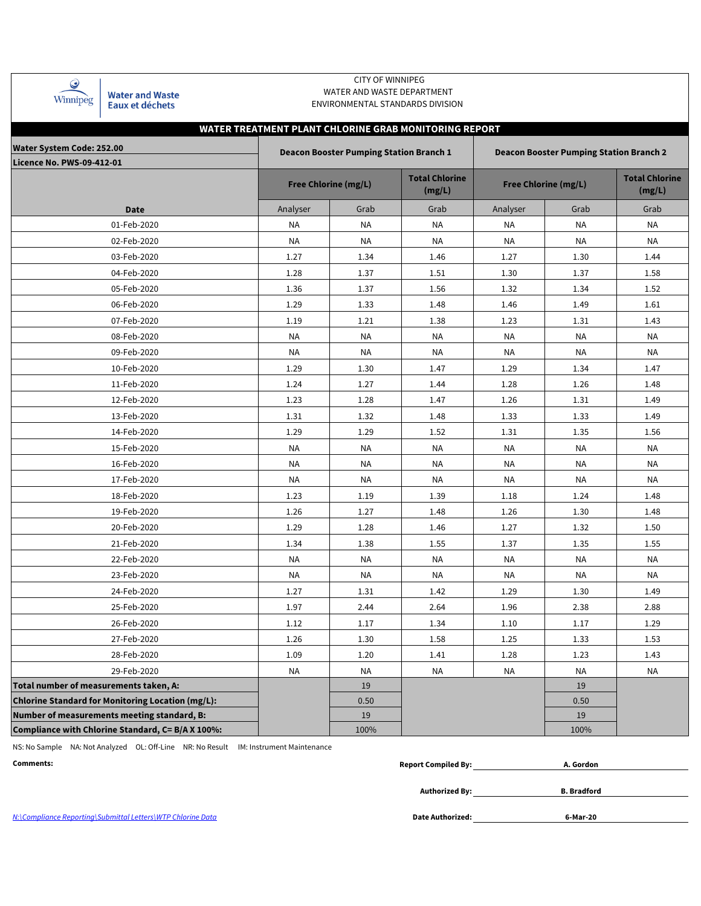CITY OF WINNIPEG
WATER AND WASTE DEPARTMENT
ENVIRONMENTAL STANDARDS DIVISION

Winnipeg | Water and Waste | Eaux et déchets

## WATER TREATMENT PLANT CHLORINE GRAB MONITORING REPORT

**Water System Code: 252.00**
**Licence No. PWS-09-412-01**

| | Deacon Booster Pumping Station Branch 1 | | | Deacon Booster Pumping Station Branch 2 | | |
|---|---|---|---|---|---|---|
| | Free Chlorine (mg/L) | | Total Chlorine (mg/L) | Free Chlorine (mg/L) | | Total Chlorine (mg/L) |
| **Date** | Analyser | Grab | Grab | Analyser | Grab | Grab |
| 01-Feb-2020 | NA | NA | NA | NA | NA | NA |
| 02-Feb-2020 | NA | NA | NA | NA | NA | NA |
| 03-Feb-2020 | 1.27 | 1.34 | 1.46 | 1.27 | 1.30 | 1.44 |
| 04-Feb-2020 | 1.28 | 1.37 | 1.51 | 1.30 | 1.37 | 1.58 |
| 05-Feb-2020 | 1.36 | 1.37 | 1.56 | 1.32 | 1.34 | 1.52 |
| 06-Feb-2020 | 1.29 | 1.33 | 1.48 | 1.46 | 1.49 | 1.61 |
| 07-Feb-2020 | 1.19 | 1.21 | 1.38 | 1.23 | 1.31 | 1.43 |
| 08-Feb-2020 | NA | NA | NA | NA | NA | NA |
| 09-Feb-2020 | NA | NA | NA | NA | NA | NA |
| 10-Feb-2020 | 1.29 | 1.30 | 1.47 | 1.29 | 1.34 | 1.47 |
| 11-Feb-2020 | 1.24 | 1.27 | 1.44 | 1.28 | 1.26 | 1.48 |
| 12-Feb-2020 | 1.23 | 1.28 | 1.47 | 1.26 | 1.31 | 1.49 |
| 13-Feb-2020 | 1.31 | 1.32 | 1.48 | 1.33 | 1.33 | 1.49 |
| 14-Feb-2020 | 1.29 | 1.29 | 1.52 | 1.31 | 1.35 | 1.56 |
| 15-Feb-2020 | NA | NA | NA | NA | NA | NA |
| 16-Feb-2020 | NA | NA | NA | NA | NA | NA |
| 17-Feb-2020 | NA | NA | NA | NA | NA | NA |
| 18-Feb-2020 | 1.23 | 1.19 | 1.39 | 1.18 | 1.24 | 1.48 |
| 19-Feb-2020 | 1.26 | 1.27 | 1.48 | 1.26 | 1.30 | 1.48 |
| 20-Feb-2020 | 1.29 | 1.28 | 1.46 | 1.27 | 1.32 | 1.50 |
| 21-Feb-2020 | 1.34 | 1.38 | 1.55 | 1.37 | 1.35 | 1.55 |
| 22-Feb-2020 | NA | NA | NA | NA | NA | NA |
| 23-Feb-2020 | NA | NA | NA | NA | NA | NA |
| 24-Feb-2020 | 1.27 | 1.31 | 1.42 | 1.29 | 1.30 | 1.49 |
| 25-Feb-2020 | 1.97 | 2.44 | 2.64 | 1.96 | 2.38 | 2.88 |
| 26-Feb-2020 | 1.12 | 1.17 | 1.34 | 1.10 | 1.17 | 1.29 |
| 27-Feb-2020 | 1.26 | 1.30 | 1.58 | 1.25 | 1.33 | 1.53 |
| 28-Feb-2020 | 1.09 | 1.20 | 1.41 | 1.28 | 1.23 | 1.43 |
| 29-Feb-2020 | NA | NA | NA | NA | NA | NA |
| **Total number of measurements taken, A:** | | 19 | | | 19 | |
| **Chlorine Standard for Monitoring Location (mg/L):** | | 0.50 | | | 0.50 | |
| **Number of measurements meeting standard, B:** | | 19 | | | 19 | |
| **Compliance with Chlorine Standard, C= B/A X 100%:** | | 100% | | | 100% | |

NS: No Sample NA: Not Analyzed OL: Off-Line NR: No Result IM: Instrument Maintenance

**Comments:**

**Report Compiled By:** A. Gordon

**Authorized By:** B. Bradford

**Date Authorized:** 6-Mar-20

*N:\Compliance Reporting\Submittal Letters\WTP Chlorine Data*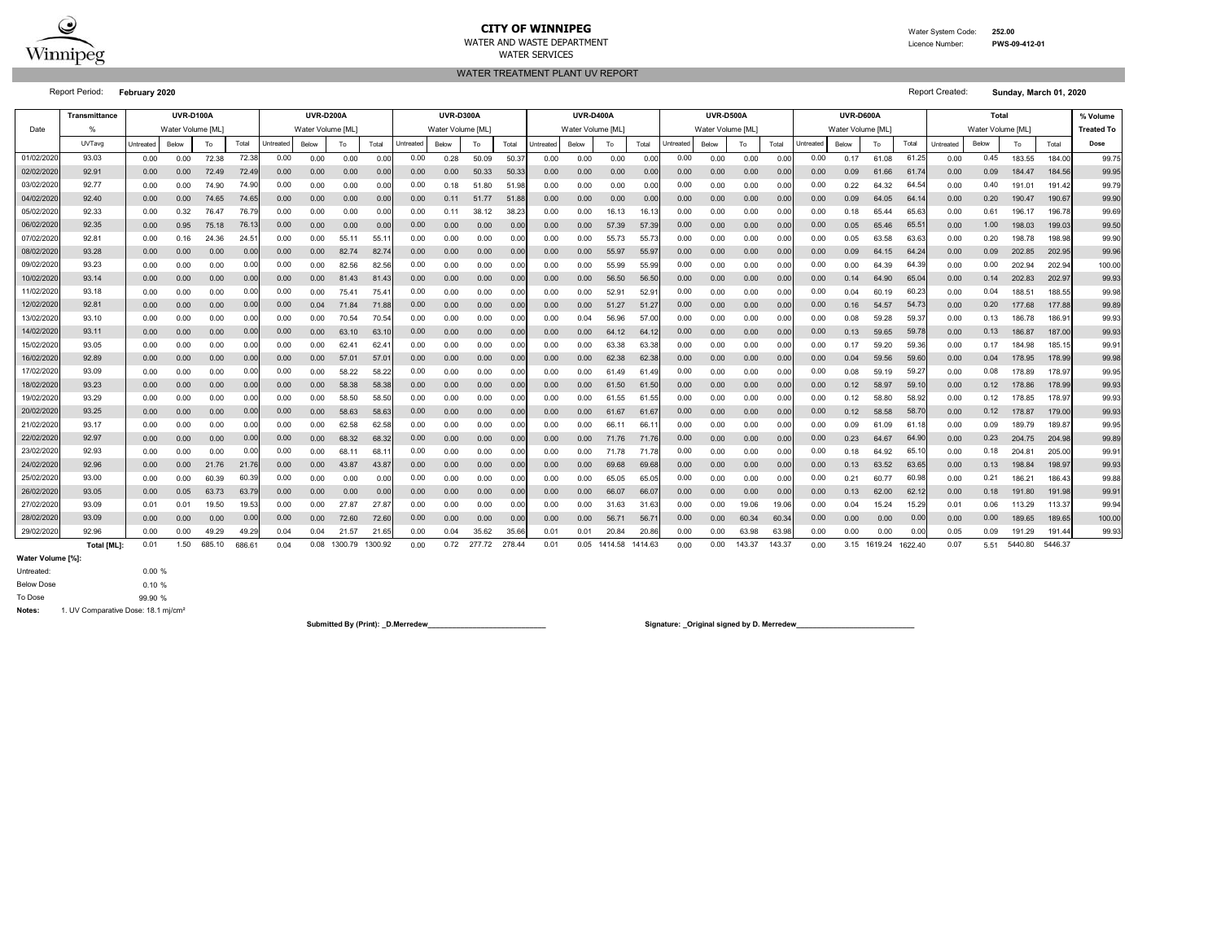# CITY OF WINNIPEG

WATER AND WASTE DEPARTMENT

WATER SERVICES

Water System Code: **252.00**

Licence Number: **PWS-09-412-01**

## WATER TREATMENT PLANT UV REPORT

Report Period: **February 2020**

Report Created: **Sunday, March 01, 2020**

| Date | Transmittance | UVR-D100A | | | | UVR-D200A | | | | UVR-D300A | | | | UVR-D400A | | | | UVR-D500A | | | | UVR-D600A | | | | Total | | | | % Volume |
|---|---|---|---|---|---|---|---|---|---|---|---|---|---|---|---|---|---|---|---|---|---|---|---|---|---|---|---|---|---|---|
| | % | Water Volume [ML] | | | | Water Volume [ML] | | | | Water Volume [ML] | | | | Water Volume [ML] | | | | Water Volume [ML] | | | | Water Volume [ML] | | | | Water Volume [ML] | | | | Treated To |
| | UVTavg | Untreated | Below | To | Total | Untreated | Below | To | Total | Untreated | Below | To | Total | Untreated | Below | To | Total | Untreated | Below | To | Total | Untreated | Below | To | Total | Untreated | Below | To | Total | Dose |
| 01/02/2020 | 93.03 | 0.00 | 0.00 | 72.38 | 72.38 | 0.00 | 0.00 | 0.00 | 0.00 | 0.00 | 0.28 | 50.09 | 50.37 | 0.00 | 0.00 | 0.00 | 0.00 | 0.00 | 0.00 | 0.00 | 0.00 | 0.00 | 0.17 | 61.08 | 61.25 | 0.00 | 0.45 | 183.55 | 184.00 | 99.75 |
| 02/02/2020 | 92.91 | 0.00 | 0.00 | 72.49 | 72.49 | 0.00 | 0.00 | 0.00 | 0.00 | 0.00 | 0.00 | 50.33 | 50.33 | 0.00 | 0.00 | 0.00 | 0.00 | 0.00 | 0.00 | 0.00 | 0.00 | 0.00 | 0.09 | 61.66 | 61.74 | 0.00 | 0.09 | 184.47 | 184.56 | 99.95 |
| 03/02/2020 | 92.77 | 0.00 | 0.00 | 74.90 | 74.90 | 0.00 | 0.00 | 0.00 | 0.00 | 0.00 | 0.18 | 51.80 | 51.98 | 0.00 | 0.00 | 0.00 | 0.00 | 0.00 | 0.00 | 0.00 | 0.00 | 0.00 | 0.22 | 64.32 | 64.54 | 0.00 | 0.40 | 191.01 | 191.42 | 99.79 |
| 04/02/2020 | 92.40 | 0.00 | 0.00 | 74.65 | 74.65 | 0.00 | 0.00 | 0.00 | 0.00 | 0.00 | 0.11 | 51.77 | 51.88 | 0.00 | 0.00 | 0.00 | 0.00 | 0.00 | 0.00 | 0.00 | 0.00 | 0.00 | 0.09 | 64.05 | 64.14 | 0.00 | 0.20 | 190.47 | 190.67 | 99.90 |
| 05/02/2020 | 92.33 | 0.00 | 0.32 | 76.47 | 76.79 | 0.00 | 0.00 | 0.00 | 0.00 | 0.00 | 0.11 | 38.12 | 38.23 | 0.00 | 0.00 | 16.13 | 16.13 | 0.00 | 0.00 | 0.00 | 0.00 | 0.00 | 0.18 | 65.44 | 65.63 | 0.00 | 0.61 | 196.17 | 196.78 | 99.69 |
| 06/02/2020 | 92.35 | 0.00 | 0.95 | 75.18 | 76.13 | 0.00 | 0.00 | 0.00 | 0.00 | 0.00 | 0.00 | 0.00 | 0.00 | 0.00 | 0.00 | 57.39 | 57.39 | 0.00 | 0.00 | 0.00 | 0.00 | 0.00 | 0.05 | 65.46 | 65.51 | 0.00 | 1.00 | 198.03 | 199.03 | 99.50 |
| 07/02/2020 | 92.81 | 0.00 | 0.16 | 24.36 | 24.51 | 0.00 | 0.00 | 55.11 | 55.11 | 0.00 | 0.00 | 0.00 | 0.00 | 0.00 | 0.00 | 55.73 | 55.73 | 0.00 | 0.00 | 0.00 | 0.00 | 0.00 | 0.05 | 63.58 | 63.63 | 0.00 | 0.20 | 198.78 | 198.98 | 99.90 |
| 08/02/2020 | 93.28 | 0.00 | 0.00 | 0.00 | 0.00 | 0.00 | 0.00 | 82.74 | 82.74 | 0.00 | 0.00 | 0.00 | 0.00 | 0.00 | 0.00 | 55.97 | 55.97 | 0.00 | 0.00 | 0.00 | 0.00 | 0.00 | 0.09 | 64.15 | 64.24 | 0.00 | 0.09 | 202.85 | 202.95 | 99.96 |
| 09/02/2020 | 93.23 | 0.00 | 0.00 | 0.00 | 0.00 | 0.00 | 0.00 | 82.56 | 82.56 | 0.00 | 0.00 | 0.00 | 0.00 | 0.00 | 0.00 | 55.99 | 55.99 | 0.00 | 0.00 | 0.00 | 0.00 | 0.00 | 0.00 | 64.39 | 64.39 | 0.00 | 0.00 | 202.94 | 202.94 | 100.00 |
| 10/02/2020 | 93.14 | 0.00 | 0.00 | 0.00 | 0.00 | 0.00 | 0.00 | 81.43 | 81.43 | 0.00 | 0.00 | 0.00 | 0.00 | 0.00 | 0.00 | 56.50 | 56.50 | 0.00 | 0.00 | 0.00 | 0.00 | 0.00 | 0.14 | 64.90 | 65.04 | 0.00 | 0.14 | 202.83 | 202.97 | 99.93 |
| 11/02/2020 | 93.18 | 0.00 | 0.00 | 0.00 | 0.00 | 0.00 | 0.00 | 75.41 | 75.41 | 0.00 | 0.00 | 0.00 | 0.00 | 0.00 | 0.00 | 52.91 | 52.91 | 0.00 | 0.00 | 0.00 | 0.00 | 0.00 | 0.04 | 60.19 | 60.23 | 0.00 | 0.04 | 188.51 | 188.55 | 99.98 |
| 12/02/2020 | 92.81 | 0.00 | 0.00 | 0.00 | 0.00 | 0.00 | 0.04 | 71.84 | 71.88 | 0.00 | 0.00 | 0.00 | 0.00 | 0.00 | 0.00 | 51.27 | 51.27 | 0.00 | 0.00 | 0.00 | 0.00 | 0.00 | 0.16 | 54.57 | 54.73 | 0.00 | 0.20 | 177.68 | 177.88 | 99.89 |
| 13/02/2020 | 93.10 | 0.00 | 0.00 | 0.00 | 0.00 | 0.00 | 0.00 | 70.54 | 70.54 | 0.00 | 0.00 | 0.00 | 0.00 | 0.00 | 0.04 | 56.96 | 57.00 | 0.00 | 0.00 | 0.00 | 0.00 | 0.00 | 0.08 | 59.28 | 59.37 | 0.00 | 0.13 | 186.78 | 186.91 | 99.93 |
| 14/02/2020 | 93.11 | 0.00 | 0.00 | 0.00 | 0.00 | 0.00 | 0.00 | 63.10 | 63.10 | 0.00 | 0.00 | 0.00 | 0.00 | 0.00 | 0.00 | 64.12 | 64.12 | 0.00 | 0.00 | 0.00 | 0.00 | 0.00 | 0.13 | 59.65 | 59.78 | 0.00 | 0.13 | 186.87 | 187.00 | 99.93 |
| 15/02/2020 | 93.05 | 0.00 | 0.00 | 0.00 | 0.00 | 0.00 | 0.00 | 62.41 | 62.41 | 0.00 | 0.00 | 0.00 | 0.00 | 0.00 | 0.00 | 63.38 | 63.38 | 0.00 | 0.00 | 0.00 | 0.00 | 0.00 | 0.17 | 59.20 | 59.36 | 0.00 | 0.17 | 184.98 | 185.15 | 99.91 |
| 16/02/2020 | 92.89 | 0.00 | 0.00 | 0.00 | 0.00 | 0.00 | 0.00 | 57.01 | 57.01 | 0.00 | 0.00 | 0.00 | 0.00 | 0.00 | 0.00 | 62.38 | 62.38 | 0.00 | 0.00 | 0.00 | 0.00 | 0.00 | 0.04 | 59.56 | 59.60 | 0.00 | 0.04 | 178.95 | 178.99 | 99.98 |
| 17/02/2020 | 93.09 | 0.00 | 0.00 | 0.00 | 0.00 | 0.00 | 0.00 | 58.22 | 58.22 | 0.00 | 0.00 | 0.00 | 0.00 | 0.00 | 0.00 | 61.49 | 61.49 | 0.00 | 0.00 | 0.00 | 0.00 | 0.00 | 0.08 | 59.19 | 59.27 | 0.00 | 0.08 | 178.89 | 178.97 | 99.95 |
| 18/02/2020 | 93.23 | 0.00 | 0.00 | 0.00 | 0.00 | 0.00 | 0.00 | 58.38 | 58.38 | 0.00 | 0.00 | 0.00 | 0.00 | 0.00 | 0.00 | 61.50 | 61.50 | 0.00 | 0.00 | 0.00 | 0.00 | 0.00 | 0.12 | 58.97 | 59.10 | 0.00 | 0.12 | 178.86 | 178.99 | 99.93 |
| 19/02/2020 | 93.29 | 0.00 | 0.00 | 0.00 | 0.00 | 0.00 | 0.00 | 58.50 | 58.50 | 0.00 | 0.00 | 0.00 | 0.00 | 0.00 | 0.00 | 61.55 | 61.55 | 0.00 | 0.00 | 0.00 | 0.00 | 0.00 | 0.12 | 58.80 | 58.92 | 0.00 | 0.12 | 178.85 | 178.97 | 99.93 |
| 20/02/2020 | 93.25 | 0.00 | 0.00 | 0.00 | 0.00 | 0.00 | 0.00 | 58.63 | 58.63 | 0.00 | 0.00 | 0.00 | 0.00 | 0.00 | 0.00 | 61.67 | 61.67 | 0.00 | 0.00 | 0.00 | 0.00 | 0.00 | 0.12 | 58.58 | 58.70 | 0.00 | 0.12 | 178.87 | 179.00 | 99.93 |
| 21/02/2020 | 93.17 | 0.00 | 0.00 | 0.00 | 0.00 | 0.00 | 0.00 | 62.58 | 62.58 | 0.00 | 0.00 | 0.00 | 0.00 | 0.00 | 0.00 | 66.11 | 66.11 | 0.00 | 0.00 | 0.00 | 0.00 | 0.00 | 0.09 | 61.09 | 61.18 | 0.00 | 0.09 | 189.79 | 189.87 | 99.95 |
| 22/02/2020 | 92.97 | 0.00 | 0.00 | 0.00 | 0.00 | 0.00 | 0.00 | 68.32 | 68.32 | 0.00 | 0.00 | 0.00 | 0.00 | 0.00 | 0.00 | 71.76 | 71.76 | 0.00 | 0.00 | 0.00 | 0.00 | 0.00 | 0.23 | 64.67 | 64.90 | 0.00 | 0.23 | 204.75 | 204.98 | 99.89 |
| 23/02/2020 | 92.93 | 0.00 | 0.00 | 0.00 | 0.00 | 0.00 | 0.00 | 68.11 | 68.11 | 0.00 | 0.00 | 0.00 | 0.00 | 0.00 | 0.00 | 71.78 | 71.78 | 0.00 | 0.00 | 0.00 | 0.00 | 0.00 | 0.18 | 64.92 | 65.10 | 0.00 | 0.18 | 204.81 | 205.00 | 99.91 |
| 24/02/2020 | 92.96 | 0.00 | 0.00 | 21.76 | 21.76 | 0.00 | 0.00 | 43.87 | 43.87 | 0.00 | 0.00 | 0.00 | 0.00 | 0.00 | 0.00 | 69.68 | 69.68 | 0.00 | 0.00 | 0.00 | 0.00 | 0.00 | 0.13 | 63.52 | 63.65 | 0.00 | 0.13 | 198.84 | 198.97 | 99.93 |
| 25/02/2020 | 93.00 | 0.00 | 0.00 | 60.39 | 60.39 | 0.00 | 0.00 | 0.00 | 0.00 | 0.00 | 0.00 | 0.00 | 0.00 | 0.00 | 0.00 | 65.05 | 65.05 | 0.00 | 0.00 | 0.00 | 0.00 | 0.00 | 0.21 | 60.77 | 60.98 | 0.00 | 0.21 | 186.21 | 186.43 | 99.88 |
| 26/02/2020 | 93.05 | 0.00 | 0.05 | 63.73 | 63.79 | 0.00 | 0.00 | 0.00 | 0.00 | 0.00 | 0.00 | 0.00 | 0.00 | 0.00 | 0.00 | 66.07 | 66.07 | 0.00 | 0.00 | 0.00 | 0.00 | 0.00 | 0.13 | 62.00 | 62.12 | 0.00 | 0.18 | 191.80 | 191.98 | 99.91 |
| 27/02/2020 | 93.09 | 0.01 | 0.01 | 19.50 | 19.53 | 0.00 | 0.00 | 27.87 | 27.87 | 0.00 | 0.00 | 0.00 | 0.00 | 0.00 | 0.00 | 31.63 | 31.63 | 0.00 | 0.00 | 19.06 | 19.06 | 0.00 | 0.04 | 15.24 | 15.29 | 0.01 | 0.06 | 113.29 | 113.37 | 99.94 |
| 28/02/2020 | 93.09 | 0.00 | 0.00 | 0.00 | 0.00 | 0.00 | 0.00 | 72.60 | 72.60 | 0.00 | 0.00 | 0.00 | 0.00 | 0.00 | 0.00 | 56.71 | 56.71 | 0.00 | 0.00 | 60.34 | 60.34 | 0.00 | 0.00 | 0.00 | 0.00 | 0.00 | 0.00 | 189.65 | 189.65 | 100.00 |
| 29/02/2020 | 92.96 | 0.00 | 0.00 | 49.29 | 49.29 | 0.04 | 0.04 | 21.57 | 21.65 | 0.00 | 0.04 | 35.62 | 35.66 | 0.01 | 0.01 | 20.84 | 20.86 | 0.00 | 0.00 | 63.98 | 63.98 | 0.00 | 0.00 | 0.00 | 0.00 | 0.05 | 0.09 | 191.29 | 191.44 | 99.93 |
| | **Total [ML]:** | 0.01 | 1.50 | 685.10 | 686.61 | 0.04 | 0.08 | 1300.79 | 1300.92 | 0.00 | 0.72 | 277.72 | 278.44 | 0.01 | 0.05 | 1414.58 | 1414.63 | 0.00 | 0.00 | 143.37 | 143.37 | 0.00 | 3.15 | 1619.24 | 1622.40 | 0.07 | 5.51 | 5440.80 | 5446.37 | |

**Water Volume [%]:**

Untreated: 0.00 %

Below Dose 0.10 %

To Dose 99.90 %

**Notes:** 1. UV Comparative Dose: 18.1 mj/cm²

**Submitted By (Print): _D.Merredew____________________________**

**Signature: _Original signed by D. Merredew____________________________**